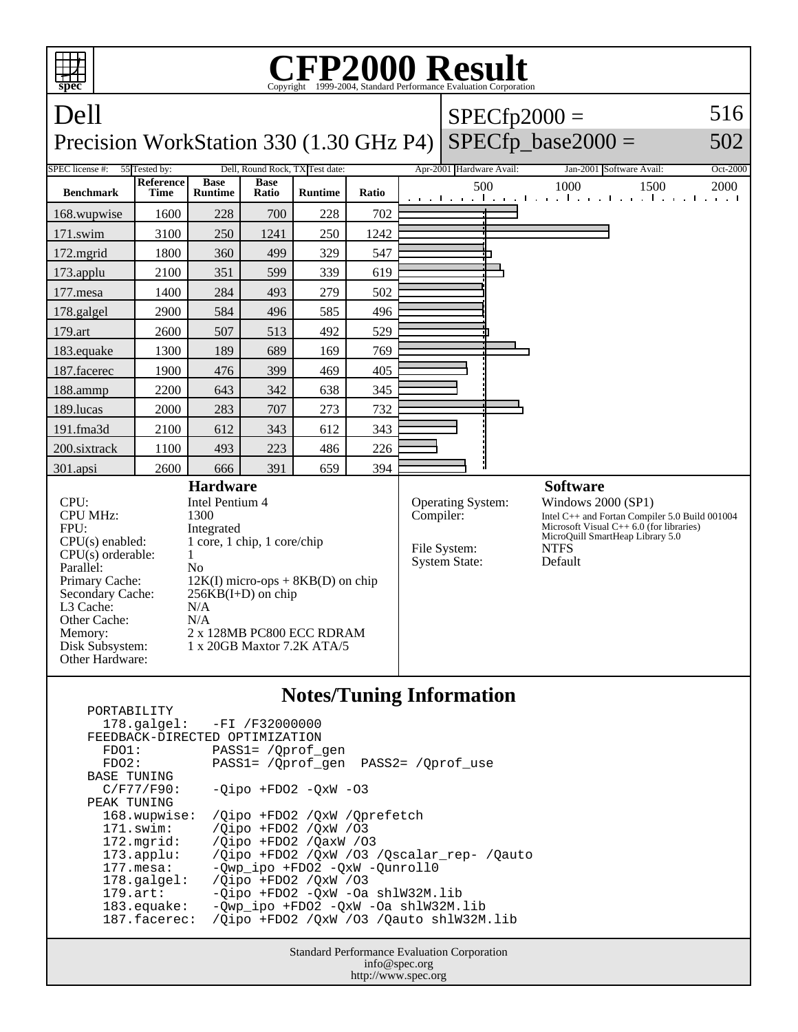# CFP2000 Result

Copyright 1999-2004, Standard Performance Evaluation Corporation

## Dell

### Precision WorkStation 330 (1.30 GHz P4)

SPECfp2000 = 516

SPECfp_base2000 = 502

| SPEC license #: | 55 | Tested by: | Dell, Round Rock, TX | Test date: | Apr-2001 | Hardware Avail: | Jan-2001 | Software Avail: | Oct-2000 |
|---|---|---|---|---|---|---|---|---|---|

| Benchmark | Reference Time | Base Runtime | Base Ratio | Runtime | Ratio |
|---|---|---|---|---|---|
| 168.wupwise | 1600 | 228 | 700 | 228 | 702 |
| 171.swim | 3100 | 250 | 1241 | 250 | 1242 |
| 172.mgrid | 1800 | 360 | 499 | 329 | 547 |
| 173.applu | 2100 | 351 | 599 | 339 | 619 |
| 177.mesa | 1400 | 284 | 493 | 279 | 502 |
| 178.galgel | 2900 | 584 | 496 | 585 | 496 |
| 179.art | 2600 | 507 | 513 | 492 | 529 |
| 183.equake | 1300 | 189 | 689 | 169 | 769 |
| 187.facerec | 1900 | 476 | 399 | 469 | 405 |
| 188.ammp | 2200 | 643 | 342 | 638 | 345 |
| 189.lucas | 2000 | 283 | 707 | 273 | 732 |
| 191.fma3d | 2100 | 612 | 343 | 612 | 343 |
| 200.sixtrack | 1100 | 493 | 223 | 486 | 226 |
| 301.apsi | 2600 | 666 | 391 | 659 | 394 |

### Hardware

| | |
|---|---|
| CPU: | Intel Pentium 4 |
| CPU MHz: | 1300 |
| FPU: | Integrated |
| CPU(s) enabled: | 1 core, 1 chip, 1 core/chip |
| CPU(s) orderable: | 1 |
| Parallel: | No |
| Primary Cache: | 12K(I) micro-ops + 8KB(D) on chip |
| Secondary Cache: | 256KB(I+D) on chip |
| L3 Cache: | N/A |
| Other Cache: | N/A |
| Memory: | 2 x 128MB PC800 ECC RDRAM |
| Disk Subsystem: | 1 x 20GB Maxtor 7.2K ATA/5 |
| Other Hardware: | |

### Software

| | |
|---|---|
| Operating System: | Windows 2000 (SP1) |
| Compiler: | Intel C++ and Fortan Compiler 5.0 Build 001004<br>Microsoft Visual C++ 6.0 (for libraries)<br>MicroQuill SmartHeap Library 5.0 |
| File System: | NTFS |
| System State: | Default |

### Notes/Tuning Information

```
PORTABILITY
  178.galgel:   -FI /F32000000
FEEDBACK-DIRECTED OPTIMIZATION
  FDO1:         PASS1= /Qprof_gen
  FDO2:         PASS1= /Qprof_gen  PASS2= /Qprof_use
BASE TUNING
  C/F77/F90:    -Qipo +FDO2 -QxW -O3
PEAK TUNING
  168.wupwise:  /Qipo +FDO2 /QxW /Qprefetch
  171.swim:     /Qipo +FDO2 /QxW /O3
  172.mgrid:    /Qipo +FDO2 /QaxW /O3
  173.applu:    /Qipo +FDO2 /QxW /O3 /Qscalar_rep- /Qauto
  177.mesa:     -Qwp_ipo +FDO2 -QxW -Qunroll0
  178.galgel:   /Qipo +FDO2 /QxW /O3
  179.art:      -Qipo +FDO2 -QxW -Oa shlW32M.lib
  183.equake:   -Qwp_ipo +FDO2 -QxW -Oa shlW32M.lib
  187.facerec:  /Qipo +FDO2 /QxW /O3 /Qauto shlW32M.lib
```

Standard Performance Evaluation Corporation
info@spec.org
http://www.spec.org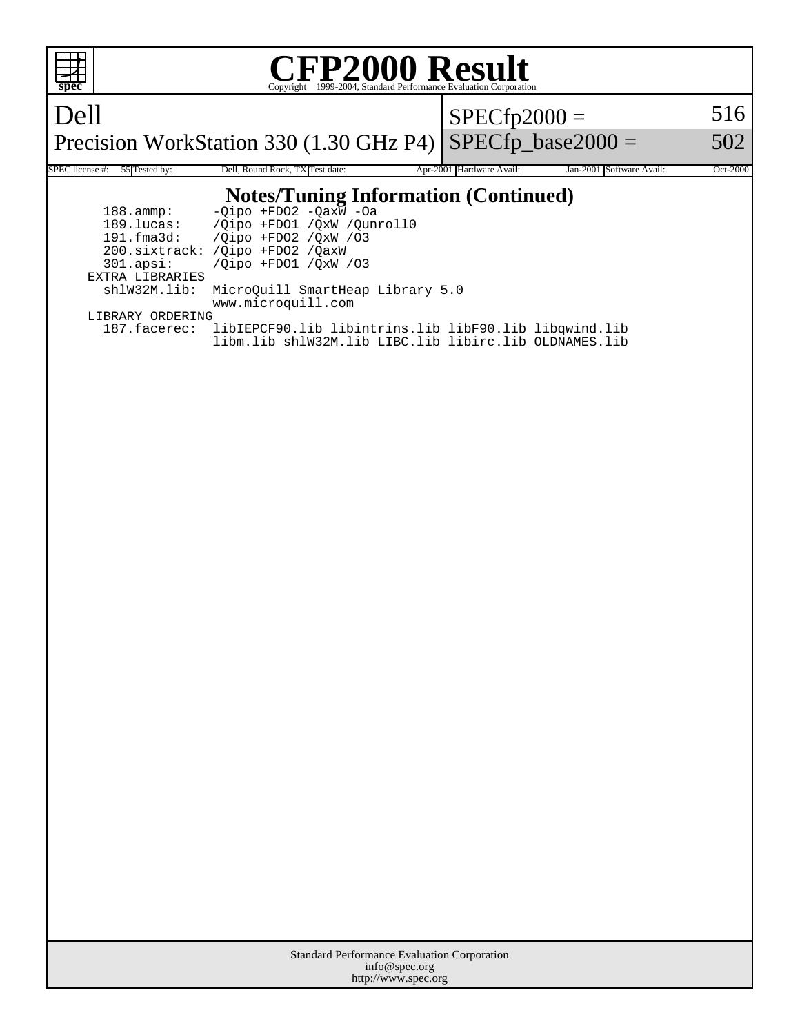# CFP2000 Result

Copyright 1999-2004, Standard Performance Evaluation Corporation

Dell
Precision WorkStation 330 (1.30 GHz P4)

SPECfp2000 = 516
SPECfp_base2000 = 502

SPEC license #: 55 Tested by: Dell, Round Rock, TX Test date: Apr-2001 Hardware Avail: Jan-2001 Software Avail: Oct-2000

## Notes/Tuning Information (Continued)

```
    188.ammp:     -Qipo +FDO2 -QaxW -Oa
    189.lucas:    /Qipo +FDO1 /QxW /Qunroll0
    191.fma3d:    /Qipo +FDO2 /QxW /O3
    200.sixtrack: /Qipo +FDO2 /QaxW
    301.apsi:     /Qipo +FDO1 /QxW /O3
  EXTRA LIBRARIES
    shlW32M.lib:  MicroQuill SmartHeap Library 5.0
                  www.microquill.com
  LIBRARY ORDERING
    187.facerec:  libIEPCF90.lib libintrins.lib libF90.lib libqwind.lib
                  libm.lib shlW32M.lib LIBC.lib libirc.lib OLDNAMES.lib
```

Standard Performance Evaluation Corporation
info@spec.org
http://www.spec.org